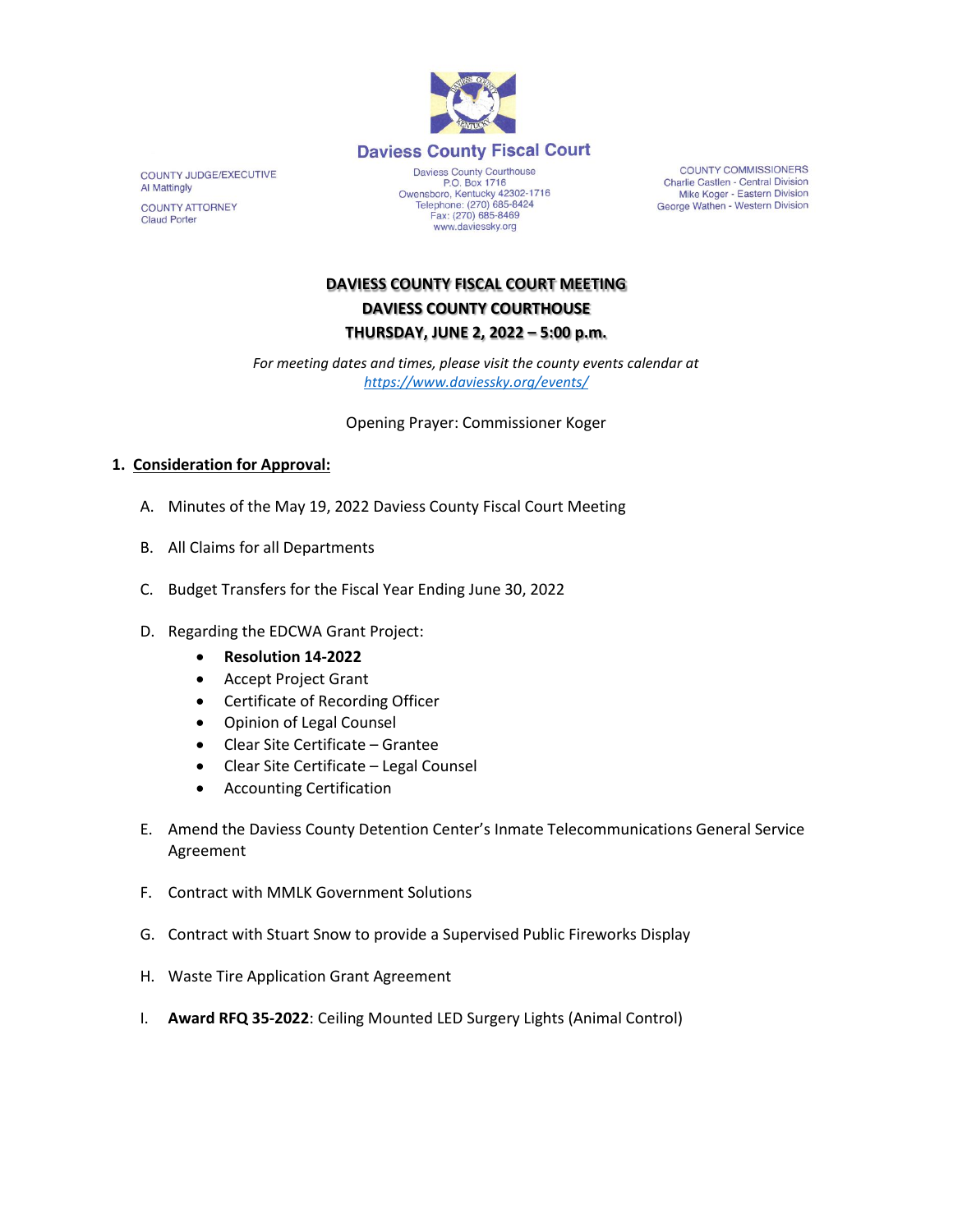# Daviess County Fiscal Court

COUNTY JUDGE/EXECUTIVE
Al Mattingly

COUNTY ATTORNEY
Claud Porter

Daviess County Courthouse
P.O. Box 1716
Owensboro, Kentucky 42302-1716
Telephone: (270) 685-8424
Fax: (270) 685-8469
www.daviessky.org

COUNTY COMMISSIONERS
Charlie Castlen - Central Division
Mike Koger - Eastern Division
George Wathen - Western Division

## DAVIESS COUNTY FISCAL COURT MEETING
## DAVIESS COUNTY COURTHOUSE
## THURSDAY, JUNE 2, 2022 – 5:00 p.m.

*For meeting dates and times, please visit the county events calendar at https://www.daviessky.org/events/*

Opening Prayer: Commissioner Koger

1. **Consideration for Approval:**

   A. Minutes of the May 19, 2022 Daviess County Fiscal Court Meeting

   B. All Claims for all Departments

   C. Budget Transfers for the Fiscal Year Ending June 30, 2022

   D. Regarding the EDCWA Grant Project:
      - **Resolution 14-2022**
      - Accept Project Grant
      - Certificate of Recording Officer
      - Opinion of Legal Counsel
      - Clear Site Certificate – Grantee
      - Clear Site Certificate – Legal Counsel
      - Accounting Certification

   E. Amend the Daviess County Detention Center's Inmate Telecommunications General Service Agreement

   F. Contract with MMLK Government Solutions

   G. Contract with Stuart Snow to provide a Supervised Public Fireworks Display

   H. Waste Tire Application Grant Agreement

   I. **Award RFQ 35-2022**: Ceiling Mounted LED Surgery Lights (Animal Control)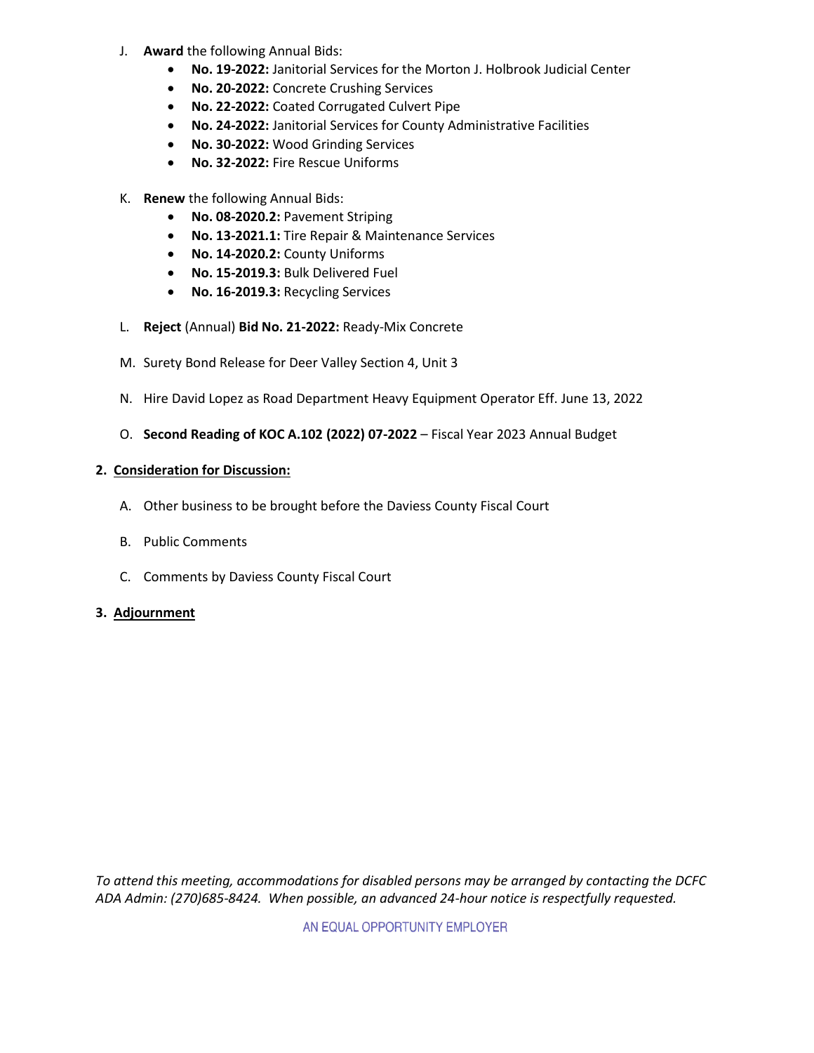J. **Award** the following Annual Bids:
   - **No. 19-2022:** Janitorial Services for the Morton J. Holbrook Judicial Center
   - **No. 20-2022:** Concrete Crushing Services
   - **No. 22-2022:** Coated Corrugated Culvert Pipe
   - **No. 24-2022:** Janitorial Services for County Administrative Facilities
   - **No. 30-2022:** Wood Grinding Services
   - **No. 32-2022:** Fire Rescue Uniforms

K. **Renew** the following Annual Bids:
   - **No. 08-2020.2:** Pavement Striping
   - **No. 13-2021.1:** Tire Repair & Maintenance Services
   - **No. 14-2020.2:** County Uniforms
   - **No. 15-2019.3:** Bulk Delivered Fuel
   - **No. 16-2019.3:** Recycling Services

L. **Reject** (Annual) **Bid No. 21-2022:** Ready-Mix Concrete

M. Surety Bond Release for Deer Valley Section 4, Unit 3

N. Hire David Lopez as Road Department Heavy Equipment Operator Eff. June 13, 2022

O. **Second Reading of KOC A.102 (2022) 07-2022** – Fiscal Year 2023 Annual Budget

**2. <u>Consideration for Discussion:</u>**

A. Other business to be brought before the Daviess County Fiscal Court

B. Public Comments

C. Comments by Daviess County Fiscal Court

**3. <u>Adjournment</u>**

*To attend this meeting, accommodations for disabled persons may be arranged by contacting the DCFC ADA Admin: (270)685-8424. When possible, an advanced 24-hour notice is respectfully requested.*

AN EQUAL OPPORTUNITY EMPLOYER